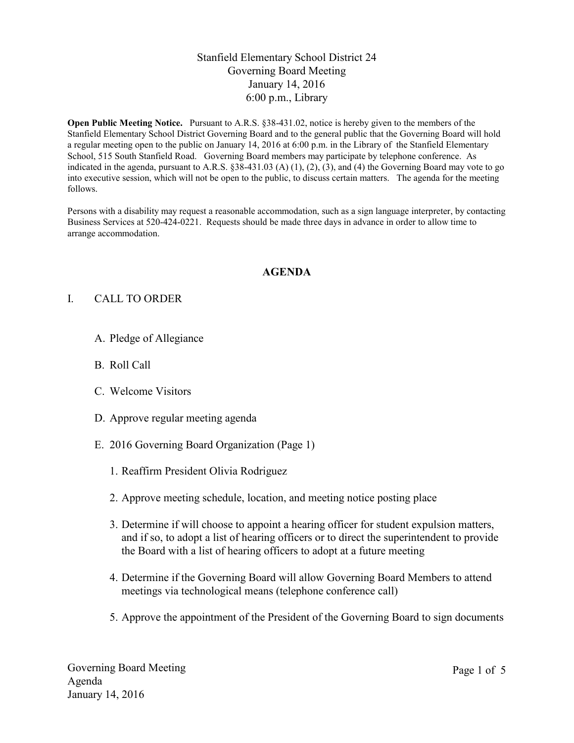# Stanfield Elementary School District 24
## Governing Board Meeting
## January 14, 2016
## 6:00 p.m., Library

**Open Public Meeting Notice.** Pursuant to A.R.S. §38-431.02, notice is hereby given to the members of the Stanfield Elementary School District Governing Board and to the general public that the Governing Board will hold a regular meeting open to the public on January 14, 2016 at 6:00 p.m. in the Library of the Stanfield Elementary School, 515 South Stanfield Road. Governing Board members may participate by telephone conference. As indicated in the agenda, pursuant to A.R.S. §38-431.03 (A) (1), (2), (3), and (4) the Governing Board may vote to go into executive session, which will not be open to the public, to discuss certain matters. The agenda for the meeting follows.

Persons with a disability may request a reasonable accommodation, such as a sign language interpreter, by contacting Business Services at 520-424-0221. Requests should be made three days in advance in order to allow time to arrange accommodation.

## AGENDA

I. CALL TO ORDER

   A. Pledge of Allegiance

   B. Roll Call

   C. Welcome Visitors

   D. Approve regular meeting agenda

   E. 2016 Governing Board Organization (Page 1)

      1. Reaffirm President Olivia Rodriguez

      2. Approve meeting schedule, location, and meeting notice posting place

      3. Determine if will choose to appoint a hearing officer for student expulsion matters, and if so, to adopt a list of hearing officers or to direct the superintendent to provide the Board with a list of hearing officers to adopt at a future meeting

      4. Determine if the Governing Board will allow Governing Board Members to attend meetings via technological means (telephone conference call)

      5. Approve the appointment of the President of the Governing Board to sign documents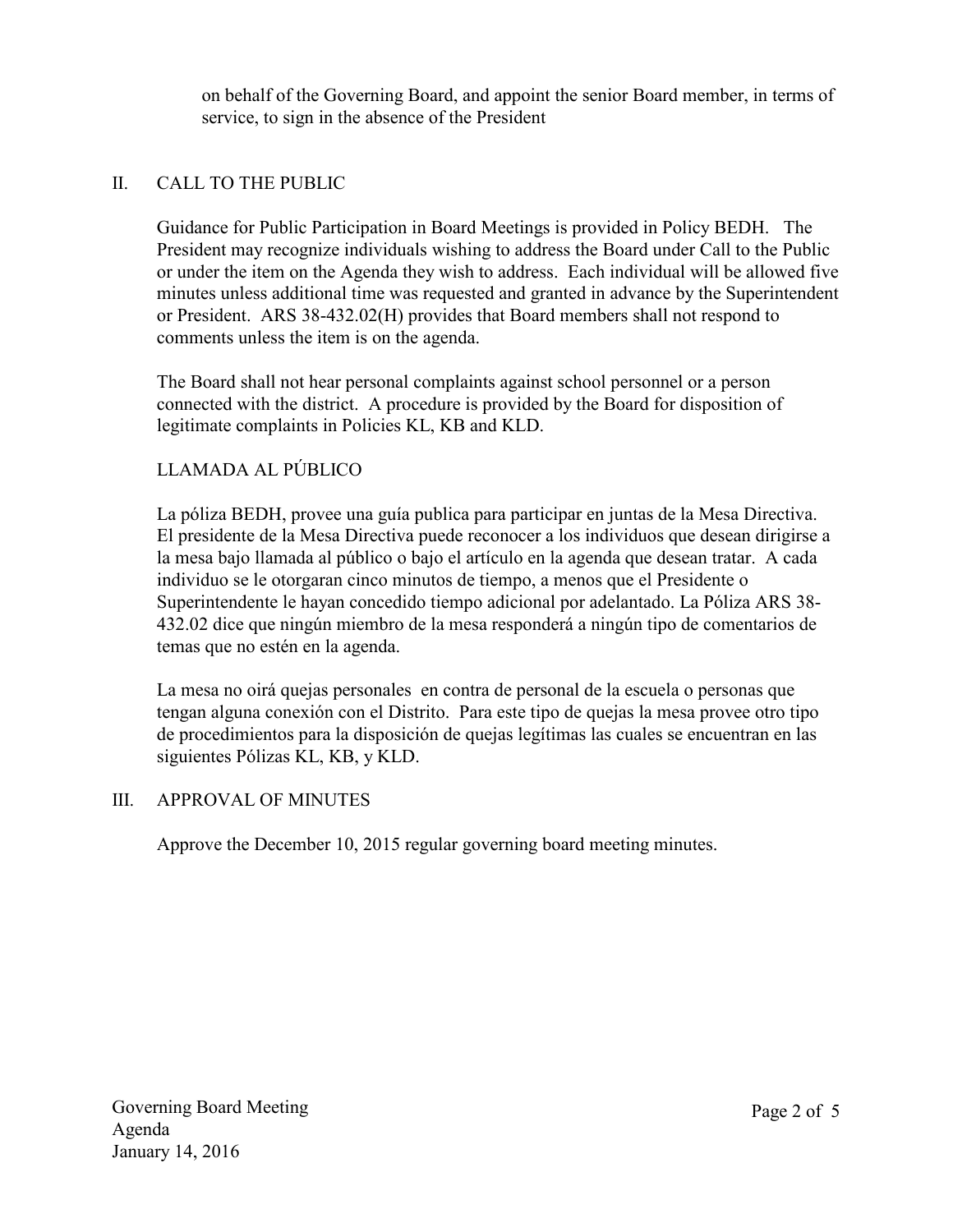on behalf of the Governing Board, and appoint the senior Board member, in terms of service, to sign in the absence of the President

## II. CALL TO THE PUBLIC

Guidance for Public Participation in Board Meetings is provided in Policy BEDH. The President may recognize individuals wishing to address the Board under Call to the Public or under the item on the Agenda they wish to address. Each individual will be allowed five minutes unless additional time was requested and granted in advance by the Superintendent or President. ARS 38-432.02(H) provides that Board members shall not respond to comments unless the item is on the agenda.

The Board shall not hear personal complaints against school personnel or a person connected with the district. A procedure is provided by the Board for disposition of legitimate complaints in Policies KL, KB and KLD.

### LLAMADA AL PÚBLICO

La póliza BEDH, provee una guía publica para participar en juntas de la Mesa Directiva. El presidente de la Mesa Directiva puede reconocer a los individuos que desean dirigirse a la mesa bajo llamada al público o bajo el artículo en la agenda que desean tratar. A cada individuo se le otorgaran cinco minutos de tiempo, a menos que el Presidente o Superintendente le hayan concedido tiempo adicional por adelantado. La Póliza ARS 38-432.02 dice que ningún miembro de la mesa responderá a ningún tipo de comentarios de temas que no estén en la agenda.

La mesa no oirá quejas personales en contra de personal de la escuela o personas que tengan alguna conexión con el Distrito. Para este tipo de quejas la mesa provee otro tipo de procedimientos para la disposición de quejas legítimas las cuales se encuentran en las siguientes Pólizas KL, KB, y KLD.

## III. APPROVAL OF MINUTES

Approve the December 10, 2015 regular governing board meeting minutes.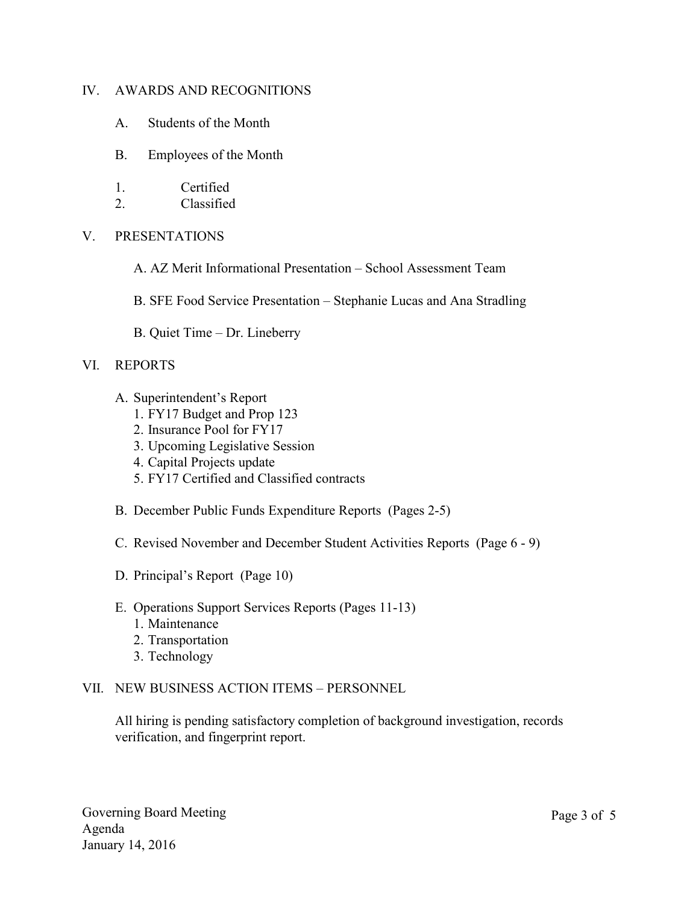## IV. AWARDS AND RECOGNITIONS

A. Students of the Month

B. Employees of the Month

1. Certified
2. Classified

## V. PRESENTATIONS

A. AZ Merit Informational Presentation – School Assessment Team

B. SFE Food Service Presentation – Stephanie Lucas and Ana Stradling

B. Quiet Time – Dr. Lineberry

## VI. REPORTS

A. Superintendent's Report
   1. FY17 Budget and Prop 123
   2. Insurance Pool for FY17
   3. Upcoming Legislative Session
   4. Capital Projects update
   5. FY17 Certified and Classified contracts

B. December Public Funds Expenditure Reports (Pages 2-5)

C. Revised November and December Student Activities Reports (Page 6 - 9)

D. Principal's Report (Page 10)

E. Operations Support Services Reports (Pages 11-13)
   1. Maintenance
   2. Transportation
   3. Technology

## VII. NEW BUSINESS ACTION ITEMS – PERSONNEL

All hiring is pending satisfactory completion of background investigation, records verification, and fingerprint report.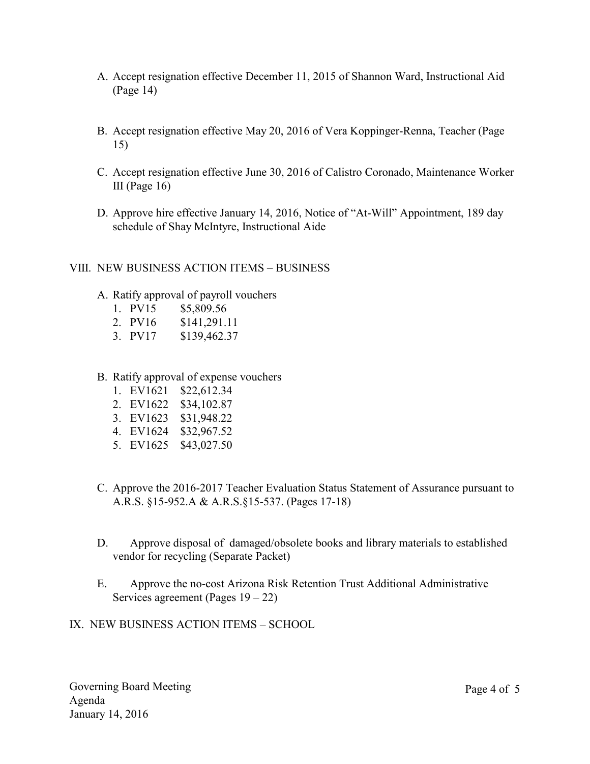A. Accept resignation effective December 11, 2015 of Shannon Ward, Instructional Aid (Page 14)

B. Accept resignation effective May 20, 2016 of Vera Koppinger-Renna, Teacher (Page 15)

C. Accept resignation effective June 30, 2016 of Calistro Coronado, Maintenance Worker III (Page 16)

D. Approve hire effective January 14, 2016, Notice of "At-Will" Appointment, 189 day schedule of Shay McIntyre, Instructional Aide

VIII. NEW BUSINESS ACTION ITEMS – BUSINESS

A. Ratify approval of payroll vouchers
   1. PV15 $5,809.56
   2. PV16 $141,291.11
   3. PV17 $139,462.37

B. Ratify approval of expense vouchers
   1. EV1621 $22,612.34
   2. EV1622 $34,102.87
   3. EV1623 $31,948.22
   4. EV1624 $32,967.52
   5. EV1625 $43,027.50

C. Approve the 2016-2017 Teacher Evaluation Status Statement of Assurance pursuant to A.R.S. §15-952.A & A.R.S.§15-537. (Pages 17-18)

D. Approve disposal of damaged/obsolete books and library materials to established vendor for recycling (Separate Packet)

E. Approve the no-cost Arizona Risk Retention Trust Additional Administrative Services agreement (Pages 19 – 22)

IX. NEW BUSINESS ACTION ITEMS – SCHOOL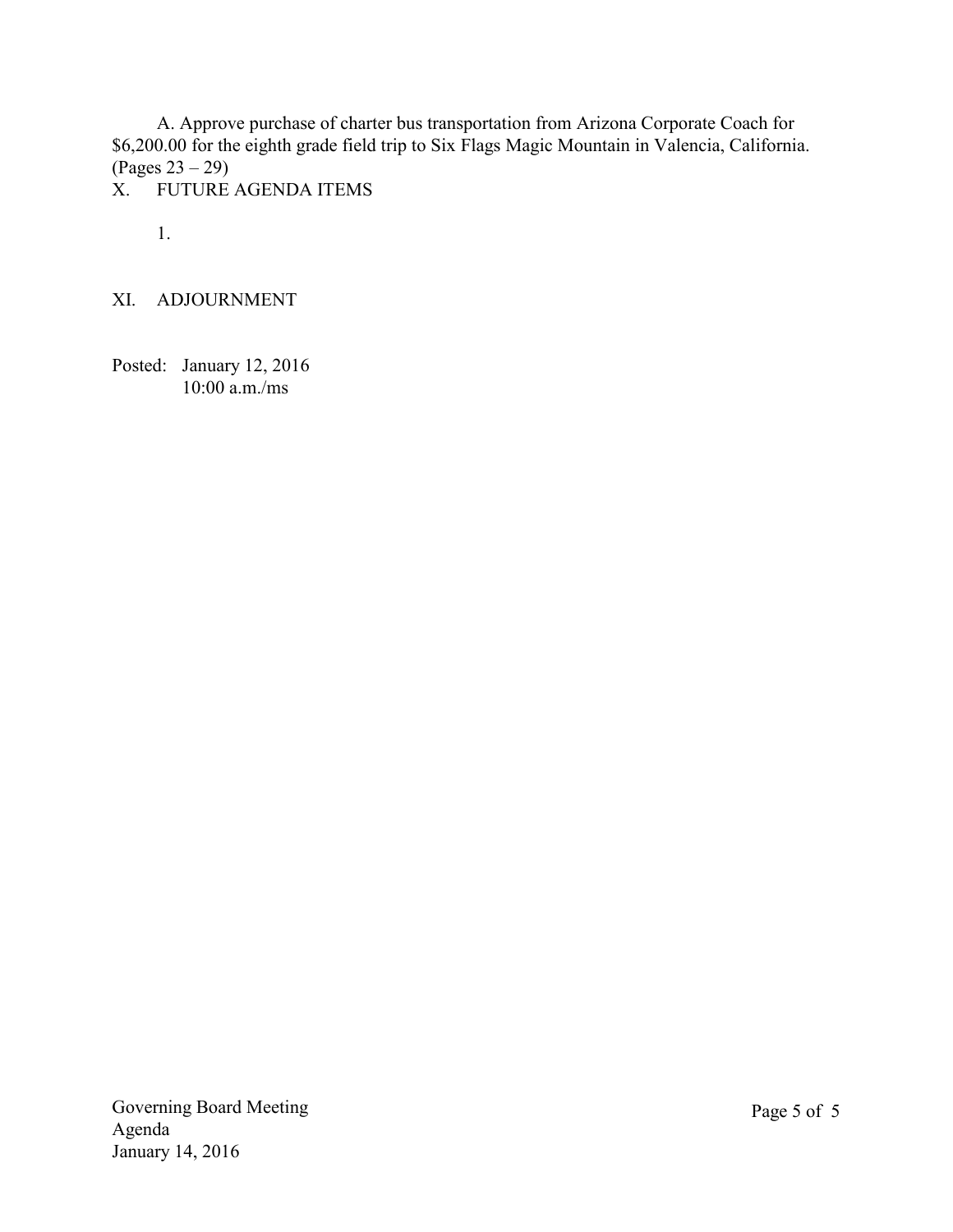A. Approve purchase of charter bus transportation from Arizona Corporate Coach for $6,200.00 for the eighth grade field trip to Six Flags Magic Mountain in Valencia, California. (Pages 23 – 29)

## X. FUTURE AGENDA ITEMS

1.

## XI. ADJOURNMENT

Posted: January 12, 2016
10:00 a.m./ms